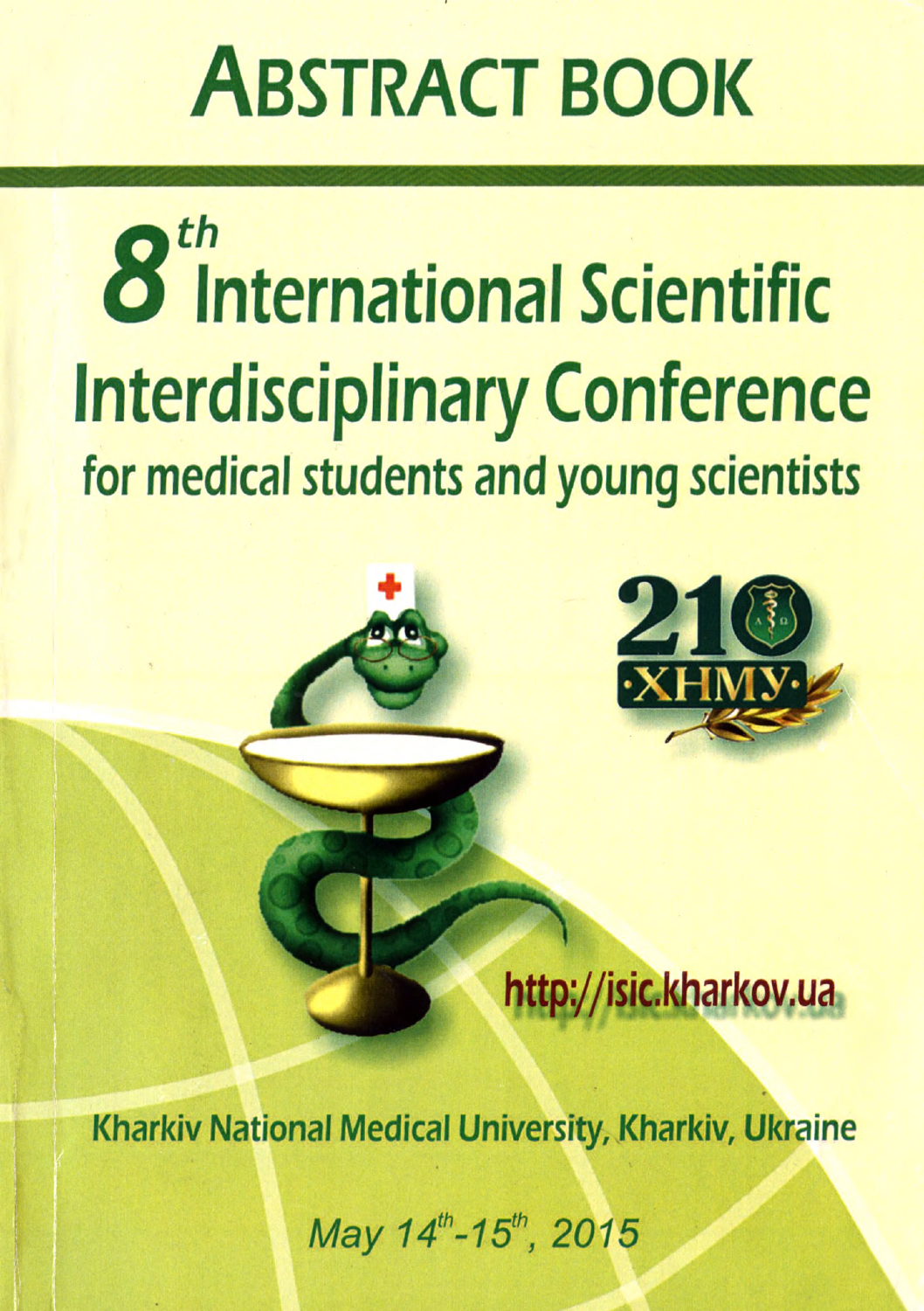# ABSTRACT BOOK

# 8th International Scientific Interdisciplinary Conference

## for medical students and young scientists

210 ХНМУ

http://isic.kharkov.ua

Kharkiv National Medical University, Kharkiv, Ukraine

*May 14th-15th, 2015*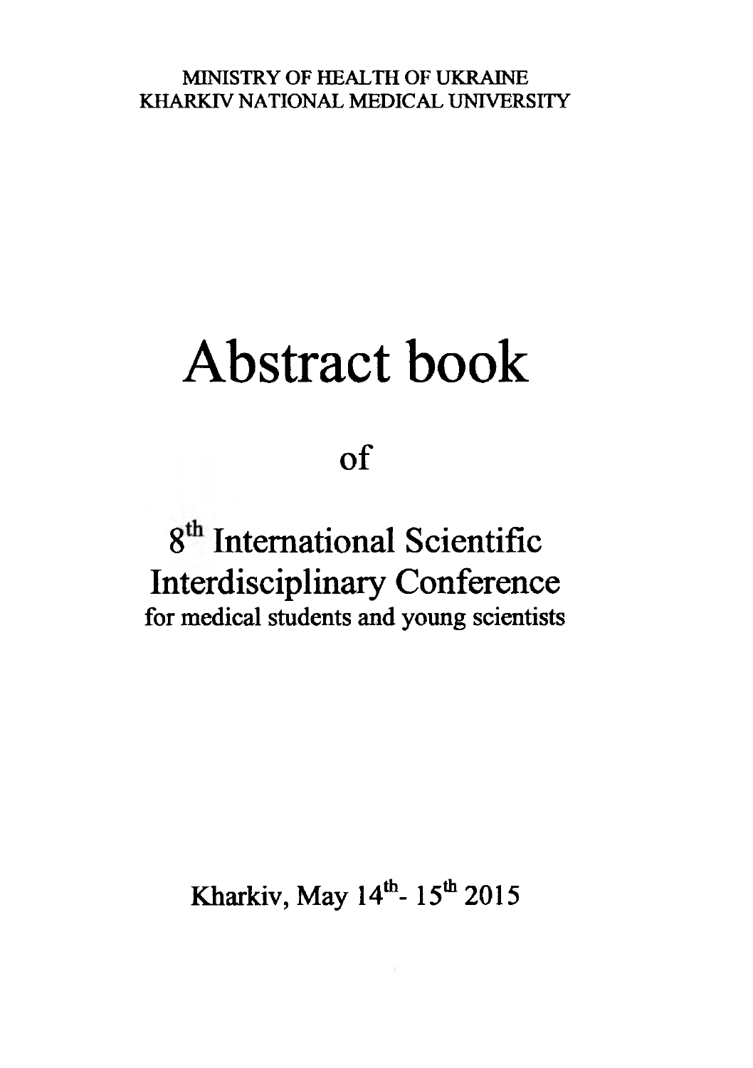MINISTRY OF HEALTH OF UKRAINE
KHARKIV NATIONAL MEDICAL UNIVERSITY

# Abstract book

of

## 8th International Scientific Interdisciplinary Conference

for medical students and young scientists

Kharkiv, May 14th- 15th 2015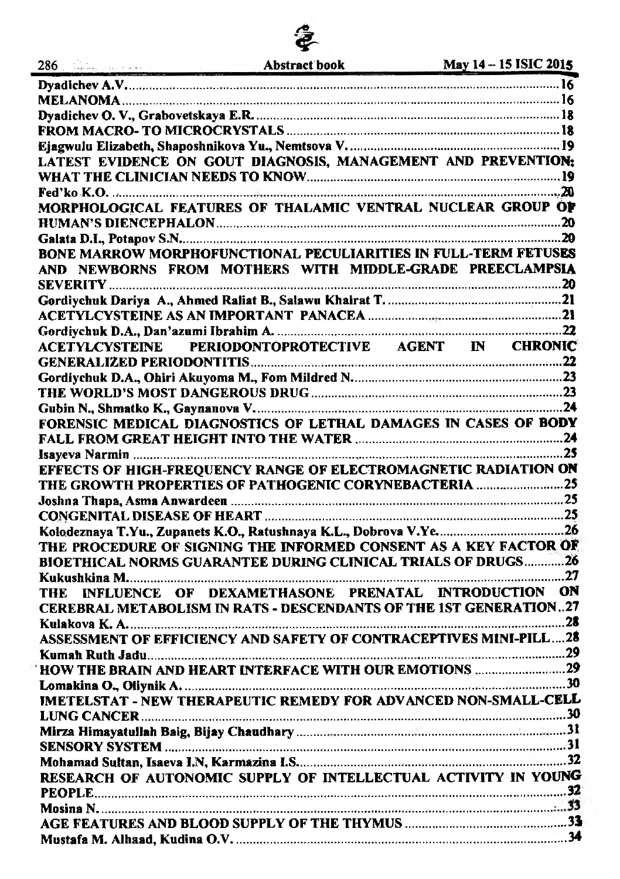Dyadichev A.V. .......... 16
MELANOMA .......... 16
Dyadichev O. V., Grabovetskaya E.R. .......... 18
FROM MACRO- TO MICROCRYSTALS .......... 18
Ejagwulu Elizabeth, Shaposhnikova Yu., Nemtsova V. .......... 19
LATEST EVIDENCE ON GOUT DIAGNOSIS, MANAGEMENT AND PREVENTION: WHAT THE CLINICIAN NEEDS TO KNOW .......... 19
Fed'ko K.O. .......... 20
MORPHOLOGICAL FEATURES OF THALAMIC VENTRAL NUCLEAR GROUP OF HUMAN'S DIENCEPHALON .......... 20
Galata D.I., Potapov S.N. .......... 20
BONE MARROW MORPHOFUNCTIONAL PECULIARITIES IN FULL-TERM FETUSES AND NEWBORNS FROM MOTHERS WITH MIDDLE-GRADE PREECLAMPSIA SEVERITY .......... 20
Gordiychuk Dariya A., Ahmed Raliat B., Salawu Khairat T. .......... 21
ACETYLCYSTEINE AS AN IMPORTANT PANACEA .......... 21
Gordiychuk D.A., Dan'azumi Ibrahim A. .......... 22
ACETYLCYSTEINE PERIODONTOPROTECTIVE AGENT IN CHRONIC GENERALIZED PERIODONTITIS .......... 22
Gordiychuk D.A., Ohiri Akuyoma M., Fom Mildred N. .......... 23
THE WORLD'S MOST DANGEROUS DRUG .......... 23
Gubin N., Shmatko K., Gaynanova V. .......... 24
FORENSIC MEDICAL DIAGNOSTICS OF LETHAL DAMAGES IN CASES OF BODY FALL FROM GREAT HEIGHT INTO THE WATER .......... 24
Isayeva Narmin .......... 25
EFFECTS OF HIGH-FREQUENCY RANGE OF ELECTROMAGNETIC RADIATION ON THE GROWTH PROPERTIES OF PATHOGENIC CORYNEBACTERIA .......... 25
Joshna Thapa, Asma Anwardeen .......... 25
CONGENITAL DISEASE OF HEART .......... 25
Kolodeznaya T.Yu., Zupanets K.O., Ratushnaya K.L., Dobrova V.Ye. .......... 26
THE PROCEDURE OF SIGNING THE INFORMED CONSENT AS A KEY FACTOR OF BIOETHICAL NORMS GUARANTEE DURING CLINICAL TRIALS OF DRUGS .......... 26
Kukushkina M. .......... 27
THE INFLUENCE OF DEXAMETHASONE PRENATAL INTRODUCTION ON CEREBRAL METABOLISM IN RATS - DESCENDANTS OF THE 1ST GENERATION .......... 27
Kulakova K. A. .......... 28
ASSESSMENT OF EFFICIENCY AND SAFETY OF CONTRACEPTIVES MINI-PILL .......... 28
Kumah Ruth Jadu .......... 29
HOW THE BRAIN AND HEART INTERFACE WITH OUR EMOTIONS .......... 29
Lomakina O., Oliynik A. .......... 30
IMETELSTAT - NEW THERAPEUTIC REMEDY FOR ADVANCED NON-SMALL-CELL LUNG CANCER .......... 30
Mirza Himayatullah Baig, Bijay Chaudhary .......... 31
SENSORY SYSTEM .......... 31
Mohamad Sultan, Isaeva I.N, Karmazina I.S. .......... 32
RESEARCH OF AUTONOMIC SUPPLY OF INTELLECTUAL ACTIVITY IN YOUNG PEOPLE .......... 32
Mosina N. .......... 33
AGE FEATURES AND BLOOD SUPPLY OF THE THYMUS .......... 33
Mustafa M. Alhaad, Kudina O.V. .......... 34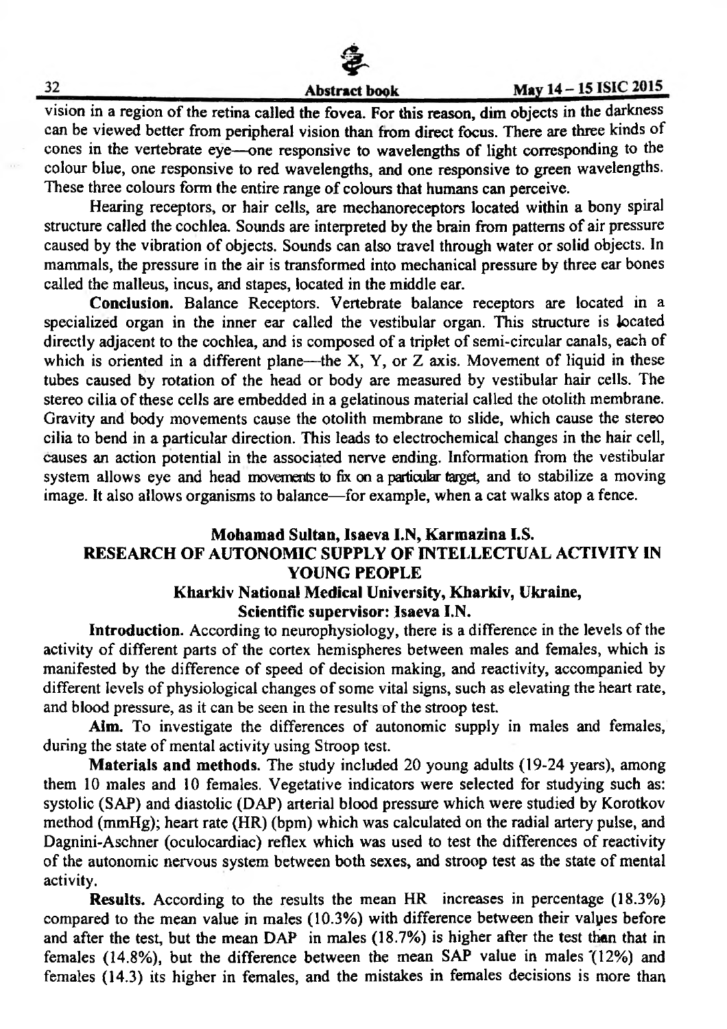vision in a region of the retina called the fovea. For this reason, dim objects in the darkness can be viewed better from peripheral vision than from direct focus. There are three kinds of cones in the vertebrate eye—one responsive to wavelengths of light corresponding to the colour blue, one responsive to red wavelengths, and one responsive to green wavelengths. These three colours form the entire range of colours that humans can perceive.

Hearing receptors, or hair cells, are mechanoreceptors located within a bony spiral structure called the cochlea. Sounds are interpreted by the brain from patterns of air pressure caused by the vibration of objects. Sounds can also travel through water or solid objects. In mammals, the pressure in the air is transformed into mechanical pressure by three ear bones called the malleus, incus, and stapes, located in the middle ear.

**Conclusion.** Balance Receptors. Vertebrate balance receptors are located in a specialized organ in the inner ear called the vestibular organ. This structure is located directly adjacent to the cochlea, and is composed of a triplet of semi-circular canals, each of which is oriented in a different plane—the X, Y, or Z axis. Movement of liquid in these tubes caused by rotation of the head or body are measured by vestibular hair cells. The stereo cilia of these cells are embedded in a gelatinous material called the otolith membrane. Gravity and body movements cause the otolith membrane to slide, which cause the stereo cilia to bend in a particular direction. This leads to electrochemical changes in the hair cell, causes an action potential in the associated nerve ending. Information from the vestibular system allows eye and head movements to fix on a particular target, and to stabilize a moving image. It also allows organisms to balance—for example, when a cat walks atop a fence.

**Mohamad Sultan, Isaeva I.N, Karmazina I.S.**

## RESEARCH OF AUTONOMIC SUPPLY OF INTELLECTUAL ACTIVITY IN YOUNG PEOPLE

**Kharkiv National Medical University, Kharkiv, Ukraine,**
**Scientific supervisor: Isaeva I.N.**

**Introduction.** According to neurophysiology, there is a difference in the levels of the activity of different parts of the cortex hemispheres between males and females, which is manifested by the difference of speed of decision making, and reactivity, accompanied by different levels of physiological changes of some vital signs, such as elevating the heart rate, and blood pressure, as it can be seen in the results of the stroop test.

**Aim.** To investigate the differences of autonomic supply in males and females, during the state of mental activity using Stroop test.

**Materials and methods.** The study included 20 young adults (19-24 years), among them 10 males and 10 females. Vegetative indicators were selected for studying such as: systolic (SAP) and diastolic (DAP) arterial blood pressure which were studied by Korotkov method (mmHg); heart rate (HR) (bpm) which was calculated on the radial artery pulse, and Dagnini-Aschner (oculocardiac) reflex which was used to test the differences of reactivity of the autonomic nervous system between both sexes, and stroop test as the state of mental activity.

**Results.** According to the results the mean HR increases in percentage (18.3%) compared to the mean value in males (10.3%) with difference between their values before and after the test, but the mean DAP in males (18.7%) is higher after the test than that in females (14.8%), but the difference between the mean SAP value in males (12%) and females (14.3) its higher in females, and the mistakes in females decisions is more than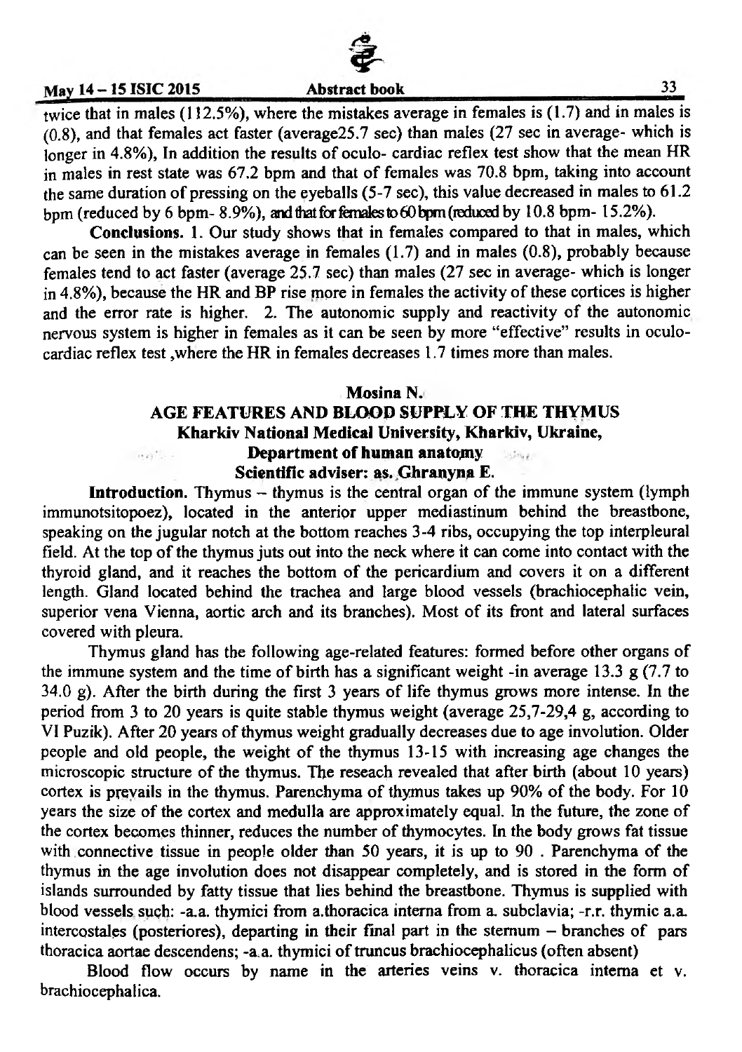twice that in males (112.5%), where the mistakes average in females is (1.7) and in males is (0.8), and that females act faster (average25.7 sec) than males (27 sec in average- which is longer in 4.8%), In addition the results of oculo- cardiac reflex test show that the mean HR in males in rest state was 67.2 bpm and that of females was 70.8 bpm, taking into account the same duration of pressing on the eyeballs (5-7 sec), this value decreased in males to 61.2 bpm (reduced by 6 bpm- 8.9%), and that for females to 60 bpm (reduced by 10.8 bpm- 15.2%).

**Conclusions.** 1. Our study shows that in females compared to that in males, which can be seen in the mistakes average in females (1.7) and in males (0.8), probably because females tend to act faster (average 25.7 sec) than males (27 sec in average- which is longer in 4.8%), because the HR and BP rise more in females the activity of these cortices is higher and the error rate is higher. 2. The autonomic supply and reactivity of the autonomic nervous system is higher in females as it can be seen by more "effective" results in oculo-cardiac reflex test ,where the HR in females decreases 1.7 times more than males.

**Mosina N.**

## AGE FEATURES AND BLOOD SUPPLY OF THE THYMUS

**Kharkiv National Medical University, Kharkiv, Ukraine,**
**Department of human anatomy**
**Scientific adviser: as. Ghranyna E.**

**Introduction.** Thymus – thymus is the central organ of the immune system (lymph immunotsitopoez), located in the anterior upper mediastinum behind the breastbone, speaking on the jugular notch at the bottom reaches 3-4 ribs, occupying the top interpleural field. At the top of the thymus juts out into the neck where it can come into contact with the thyroid gland, and it reaches the bottom of the pericardium and covers it on a different length. Gland located behind the trachea and large blood vessels (brachiocephalic vein, superior vena Vienna, aortic arch and its branches). Most of its front and lateral surfaces covered with pleura.

Thymus gland has the following age-related features: formed before other organs of the immune system and the time of birth has a significant weight -in average 13.3 g (7.7 to 34.0 g). After the birth during the first 3 years of life thymus grows more intense. In the period from 3 to 20 years is quite stable thymus weight (average 25,7-29,4 g, according to VI Puzik). After 20 years of thymus weight gradually decreases due to age involution. Older people and old people, the weight of the thymus 13-15 with increasing age changes the microscopic structure of the thymus. The reseach revealed that after birth (about 10 years) cortex is prevails in the thymus. Parenchyma of thymus takes up 90% of the body. For 10 years the size of the cortex and medulla are approximately equal. In the future, the zone of the cortex becomes thinner, reduces the number of thymocytes. In the body grows fat tissue with connective tissue in people older than 50 years, it is up to 90 . Parenchyma of the thymus in the age involution does not disappear completely, and is stored in the form of islands surrounded by fatty tissue that lies behind the breastbone. Thymus is supplied with blood vessels such: -a.a. thymici from a.thoracica interna from a. subclavia; -r.r. thymic a.a. intercostales (posteriores), departing in their final part in the sternum – branches of pars thoracica aortae descendens; -a.a. thymici of truncus brachiocephalicus (often absent)

Blood flow occurs by name in the arteries veins v. thoracica interna et v. brachiocephalica.